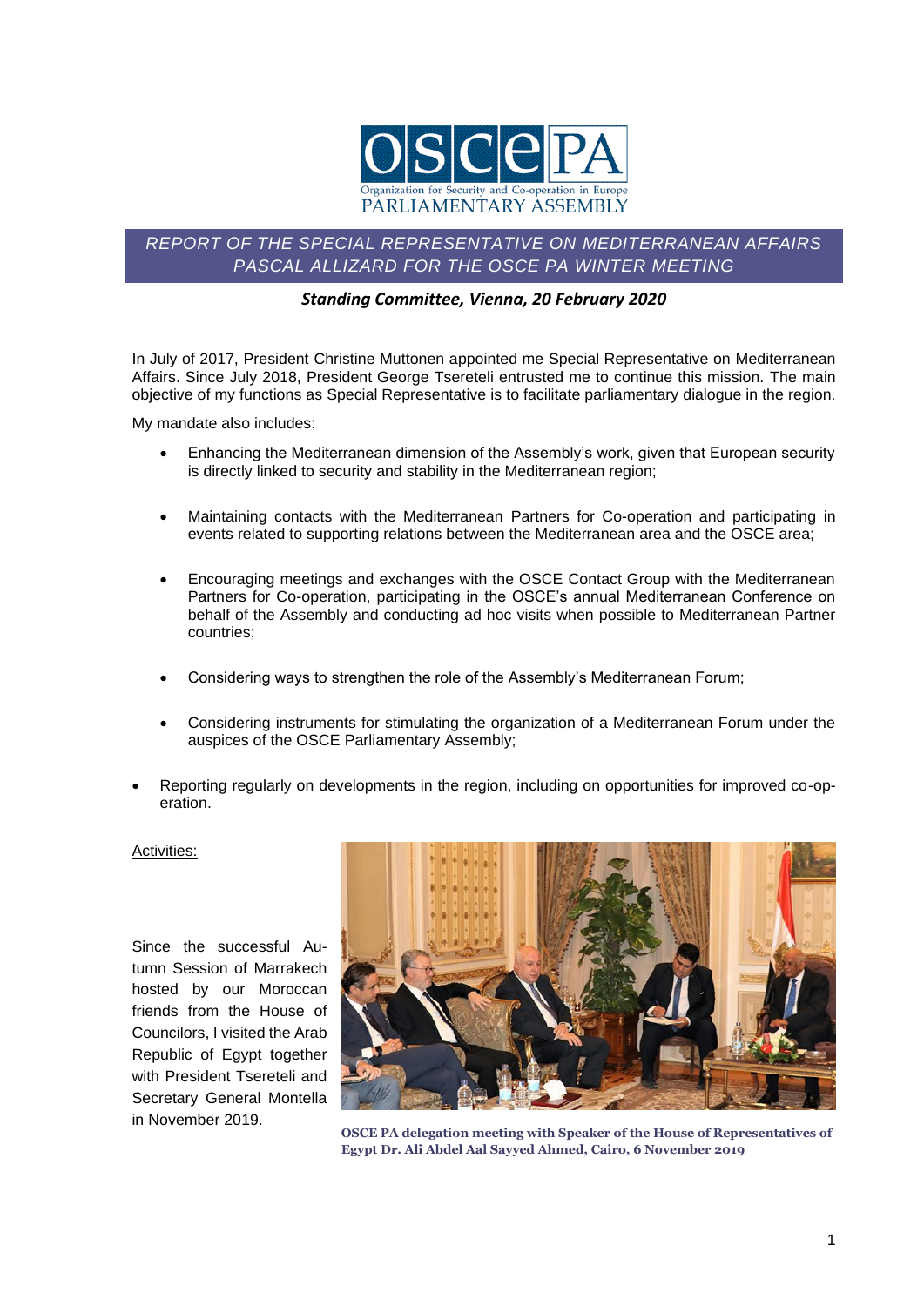# REPORT OF THE SPECIAL REPRESENTATIVE ON MEDITERRANEAN AFFAIRS PASCAL ALLIZARD FOR THE OSCE PA WINTER MEETING

***Standing Committee, Vienna, 20 February 2020***

In July of 2017, President Christine Muttonen appointed me Special Representative on Mediterranean Affairs. Since July 2018, President George Tsereteli entrusted me to continue this mission. The main objective of my functions as Special Representative is to facilitate parliamentary dialogue in the region.

My mandate also includes:

- Enhancing the Mediterranean dimension of the Assembly's work, given that European security is directly linked to security and stability in the Mediterranean region;
- Maintaining contacts with the Mediterranean Partners for Co-operation and participating in events related to supporting relations between the Mediterranean area and the OSCE area;
- Encouraging meetings and exchanges with the OSCE Contact Group with the Mediterranean Partners for Co-operation, participating in the OSCE's annual Mediterranean Conference on behalf of the Assembly and conducting ad hoc visits when possible to Mediterranean Partner countries;
- Considering ways to strengthen the role of the Assembly's Mediterranean Forum;
- Considering instruments for stimulating the organization of a Mediterranean Forum under the auspices of the OSCE Parliamentary Assembly;
- Reporting regularly on developments in the region, including on opportunities for improved co-operation.

## Activities:

Since the successful Autumn Session of Marrakech hosted by our Moroccan friends from the House of Councilors, I visited the Arab Republic of Egypt together with President Tsereteli and Secretary General Montella in November 2019.

**OSCE PA delegation meeting with Speaker of the House of Representatives of Egypt Dr. Ali Abdel Aal Sayyed Ahmed, Cairo, 6 November 2019**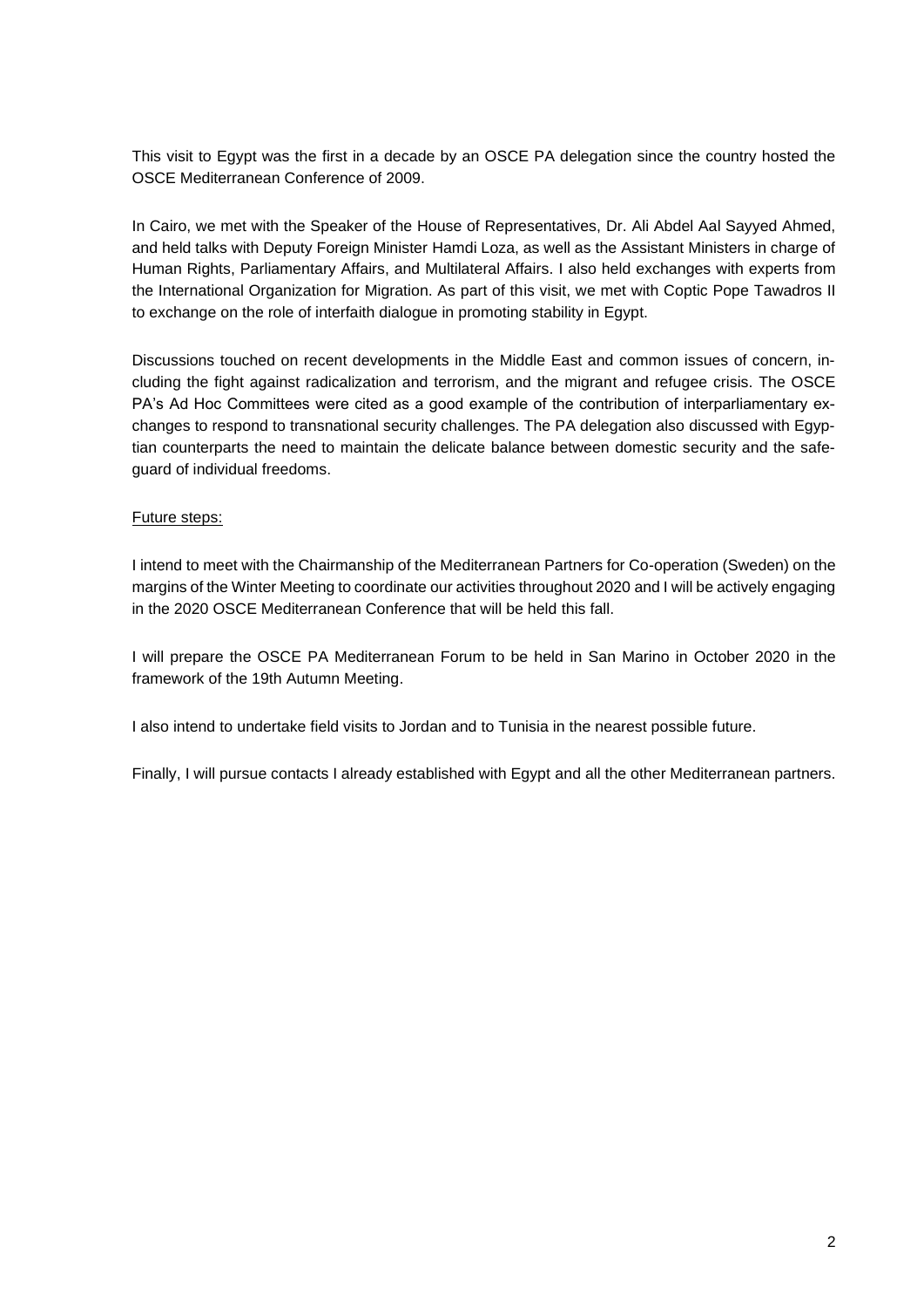This visit to Egypt was the first in a decade by an OSCE PA delegation since the country hosted the OSCE Mediterranean Conference of 2009.

In Cairo, we met with the Speaker of the House of Representatives, Dr. Ali Abdel Aal Sayyed Ahmed, and held talks with Deputy Foreign Minister Hamdi Loza, as well as the Assistant Ministers in charge of Human Rights, Parliamentary Affairs, and Multilateral Affairs. I also held exchanges with experts from the International Organization for Migration. As part of this visit, we met with Coptic Pope Tawadros II to exchange on the role of interfaith dialogue in promoting stability in Egypt.

Discussions touched on recent developments in the Middle East and common issues of concern, including the fight against radicalization and terrorism, and the migrant and refugee crisis. The OSCE PA's Ad Hoc Committees were cited as a good example of the contribution of interparliamentary exchanges to respond to transnational security challenges. The PA delegation also discussed with Egyptian counterparts the need to maintain the delicate balance between domestic security and the safeguard of individual freedoms.

Future steps:

I intend to meet with the Chairmanship of the Mediterranean Partners for Co-operation (Sweden) on the margins of the Winter Meeting to coordinate our activities throughout 2020 and I will be actively engaging in the 2020 OSCE Mediterranean Conference that will be held this fall.

I will prepare the OSCE PA Mediterranean Forum to be held in San Marino in October 2020 in the framework of the 19th Autumn Meeting.

I also intend to undertake field visits to Jordan and to Tunisia in the nearest possible future.

Finally, I will pursue contacts I already established with Egypt and all the other Mediterranean partners.